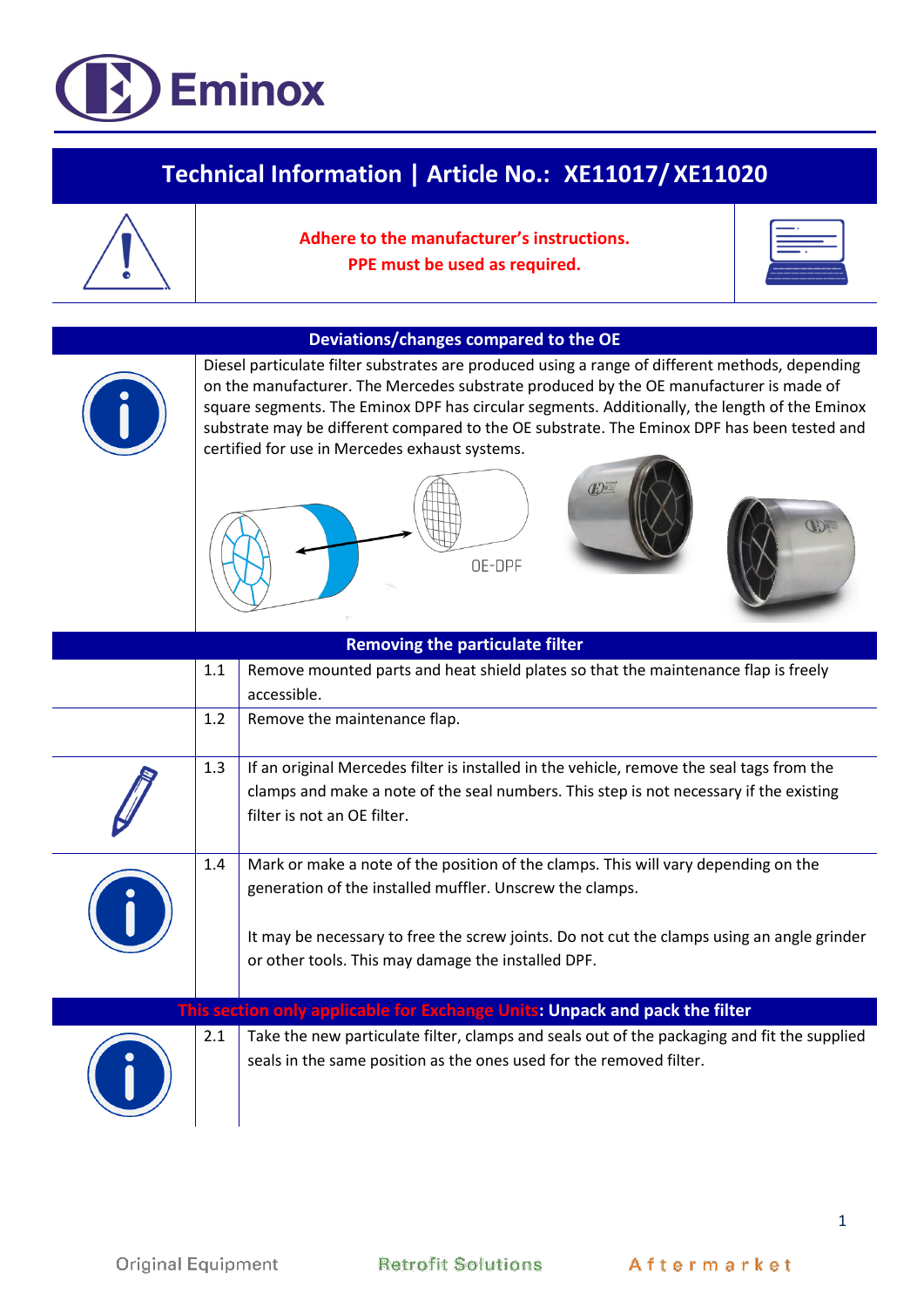# Technical Information | Article No.: XE11017/ XE11020

**Adhere to the manufacturer's instructions.**
**PPE must be used as required.**

## Deviations/changes compared to the OE

Diesel particulate filter substrates are produced using a range of different methods, depending on the manufacturer. The Mercedes substrate produced by the OE manufacturer is made of square segments. The Eminox DPF has circular segments. Additionally, the length of the Eminox substrate may be different compared to the OE substrate. The Eminox DPF has been tested and certified for use in Mercedes exhaust systems.

OE-DPF

## Removing the particulate filter

| | |
|---|---|
| 1.1 | Remove mounted parts and heat shield plates so that the maintenance flap is freely accessible. |
| 1.2 | Remove the maintenance flap. |
| 1.3 | If an original Mercedes filter is installed in the vehicle, remove the seal tags from the clamps and make a note of the seal numbers. This step is not necessary if the existing filter is not an OE filter. |
| 1.4 | Mark or make a note of the position of the clamps. This will vary depending on the generation of the installed muffler. Unscrew the clamps.<br><br>It may be necessary to free the screw joints. Do not cut the clamps using an angle grinder or other tools. This may damage the installed DPF. |

## This section only applicable for Exchange Units: Unpack and pack the filter

| | |
|---|---|
| 2.1 | Take the new particulate filter, clamps and seals out of the packaging and fit the supplied seals in the same position as the ones used for the removed filter. |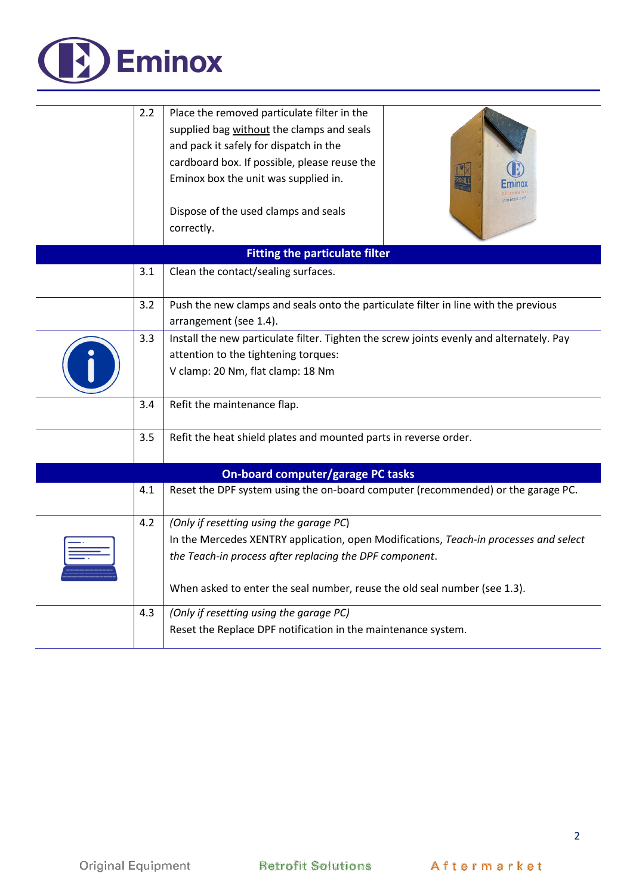| | | |
|---|---|---|
| | 2.2 | Place the removed particulate filter in the supplied bag without the clamps and seals and pack it safely for dispatch in the cardboard box. If possible, please reuse the Eminox box the unit was supplied in.<br><br>Dispose of the used clamps and seals correctly. |
| | | **Fitting the particulate filter** |
| | 3.1 | Clean the contact/sealing surfaces. |
| | 3.2 | Push the new clamps and seals onto the particulate filter in line with the previous arrangement (see 1.4). |
| | 3.3 | Install the new particulate filter. Tighten the screw joints evenly and alternately. Pay attention to the tightening torques:<br>V clamp: 20 Nm, flat clamp: 18 Nm |
| | 3.4 | Refit the maintenance flap. |
| | 3.5 | Refit the heat shield plates and mounted parts in reverse order. |
| | | **On-board computer/garage PC tasks** |
| | 4.1 | Reset the DPF system using the on-board computer (recommended) or the garage PC. |
| | 4.2 | *(Only if resetting using the garage PC)*<br>In the Mercedes XENTRY application, open Modifications, *Teach-in processes and select the Teach-in process after replacing the DPF component*.<br><br>When asked to enter the seal number, reuse the old seal number (see 1.3). |
| | 4.3 | *(Only if resetting using the garage PC)*<br>Reset the Replace DPF notification in the maintenance system. |